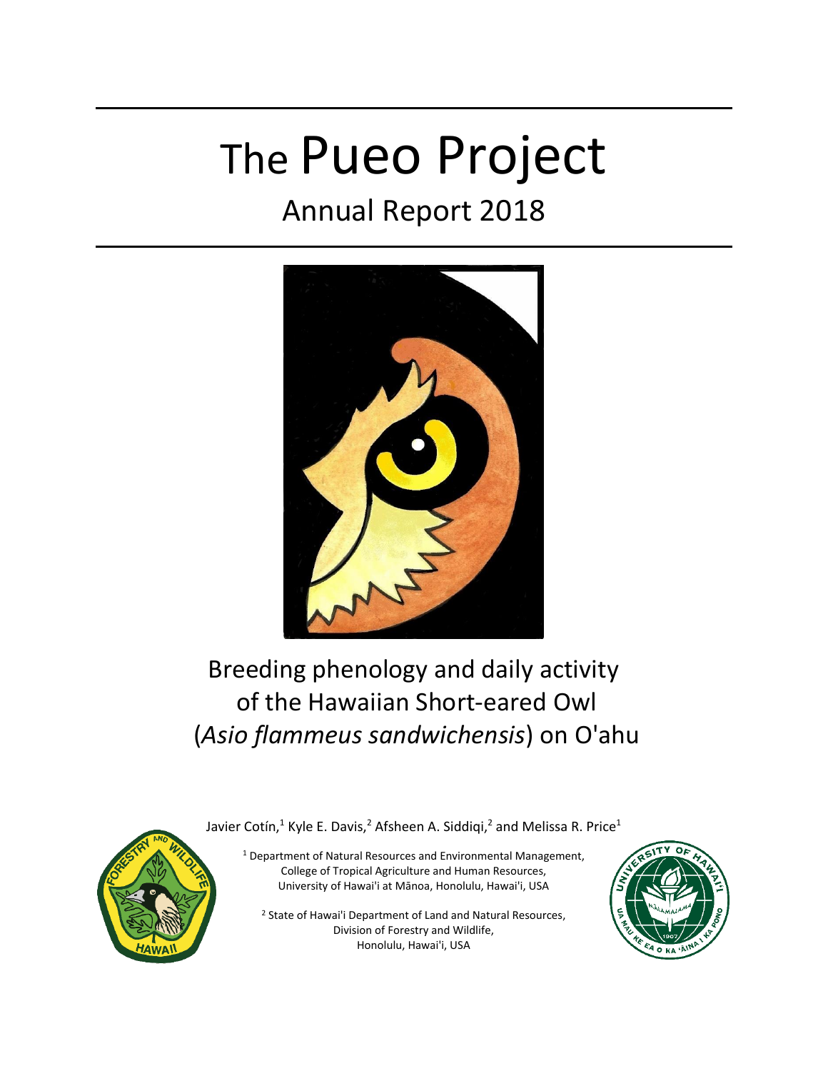# The Pueo Project

## Annual Report 2018

Breeding phenology and daily activity of the Hawaiian Short-eared Owl (*Asio flammeus sandwichensis*) on O'ahu

Javier Cotín,[1] Kyle E. Davis,[2] Afsheen A. Siddiqi,[2] and Melissa R. Price[1]

[1] Department of Natural Resources and Environmental Management, College of Tropical Agriculture and Human Resources, University of Hawai'i at Mānoa, Honolulu, Hawai'i, USA

[2] State of Hawai'i Department of Land and Natural Resources, Division of Forestry and Wildlife, Honolulu, Hawai'i, USA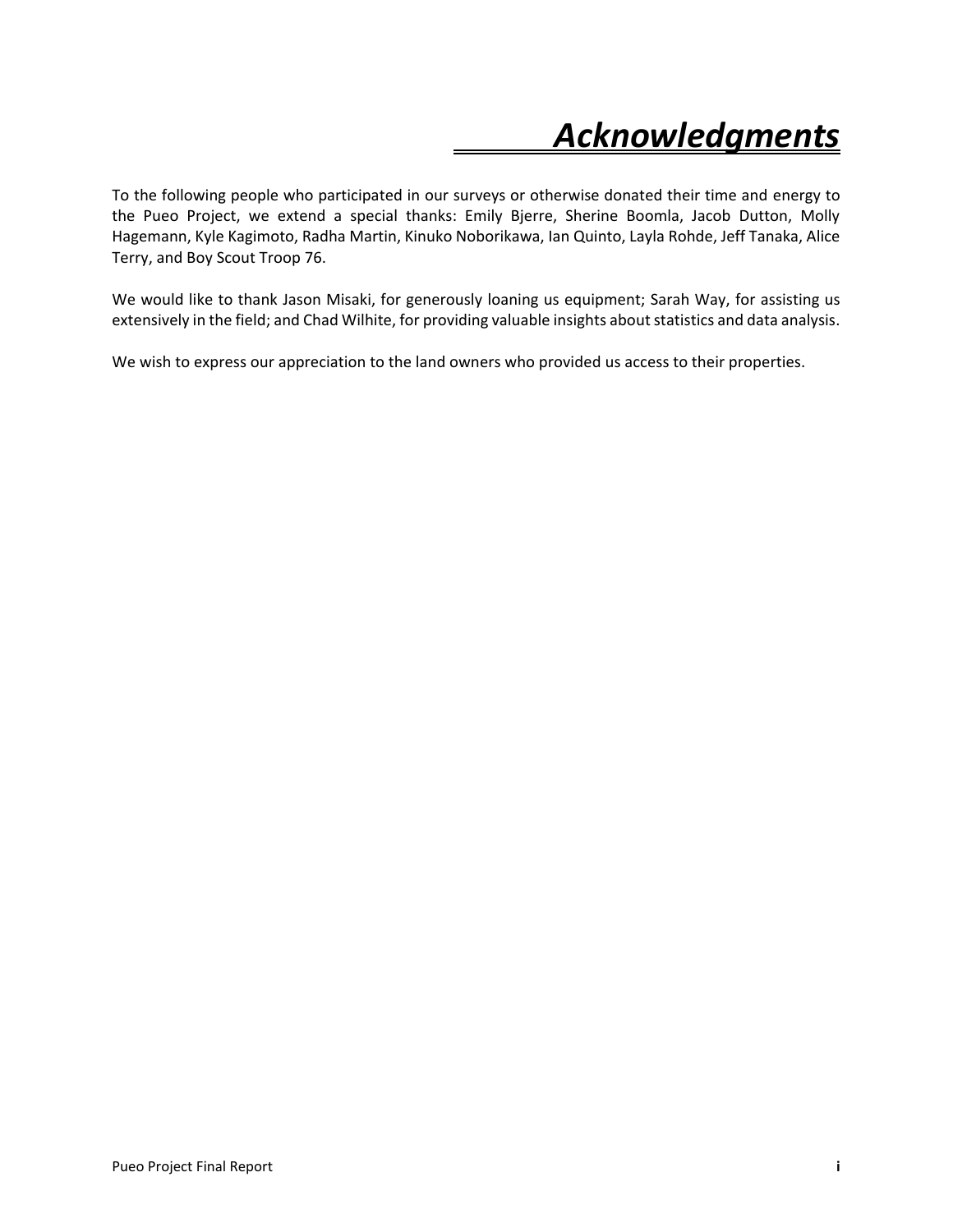# *Acknowledgments*

To the following people who participated in our surveys or otherwise donated their time and energy to the Pueo Project, we extend a special thanks: Emily Bjerre, Sherine Boomla, Jacob Dutton, Molly Hagemann, Kyle Kagimoto, Radha Martin, Kinuko Noborikawa, Ian Quinto, Layla Rohde, Jeff Tanaka, Alice Terry, and Boy Scout Troop 76.

We would like to thank Jason Misaki, for generously loaning us equipment; Sarah Way, for assisting us extensively in the field; and Chad Wilhite, for providing valuable insights about statistics and data analysis.

We wish to express our appreciation to the land owners who provided us access to their properties.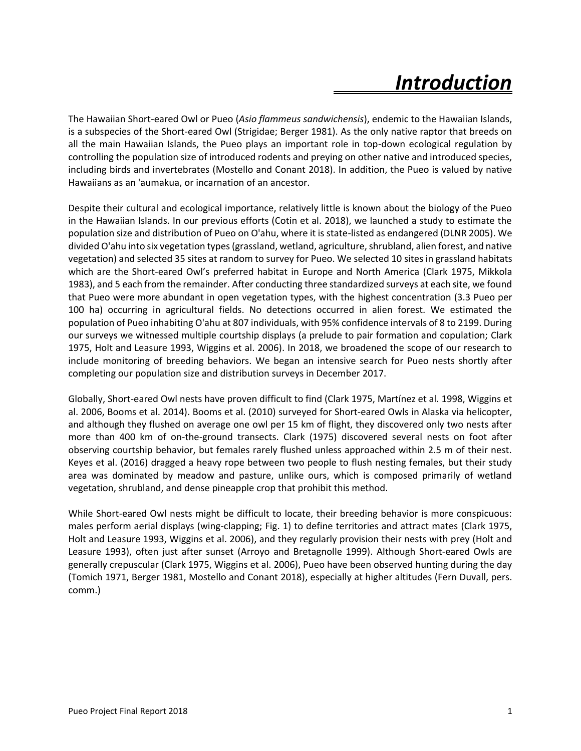# Introduction

The Hawaiian Short-eared Owl or Pueo (*Asio flammeus sandwichensis*), endemic to the Hawaiian Islands, is a subspecies of the Short-eared Owl (Strigidae; Berger 1981). As the only native raptor that breeds on all the main Hawaiian Islands, the Pueo plays an important role in top-down ecological regulation by controlling the population size of introduced rodents and preying on other native and introduced species, including birds and invertebrates (Mostello and Conant 2018). In addition, the Pueo is valued by native Hawaiians as an 'aumakua, or incarnation of an ancestor.

Despite their cultural and ecological importance, relatively little is known about the biology of the Pueo in the Hawaiian Islands. In our previous efforts (Cotin et al. 2018), we launched a study to estimate the population size and distribution of Pueo on O'ahu, where it is state-listed as endangered (DLNR 2005). We divided O'ahu into six vegetation types (grassland, wetland, agriculture, shrubland, alien forest, and native vegetation) and selected 35 sites at random to survey for Pueo. We selected 10 sites in grassland habitats which are the Short-eared Owl's preferred habitat in Europe and North America (Clark 1975, Mikkola 1983), and 5 each from the remainder. After conducting three standardized surveys at each site, we found that Pueo were more abundant in open vegetation types, with the highest concentration (3.3 Pueo per 100 ha) occurring in agricultural fields. No detections occurred in alien forest. We estimated the population of Pueo inhabiting O'ahu at 807 individuals, with 95% confidence intervals of 8 to 2199. During our surveys we witnessed multiple courtship displays (a prelude to pair formation and copulation; Clark 1975, Holt and Leasure 1993, Wiggins et al. 2006). In 2018, we broadened the scope of our research to include monitoring of breeding behaviors. We began an intensive search for Pueo nests shortly after completing our population size and distribution surveys in December 2017.

Globally, Short-eared Owl nests have proven difficult to find (Clark 1975, Martínez et al. 1998, Wiggins et al. 2006, Booms et al. 2014). Booms et al. (2010) surveyed for Short-eared Owls in Alaska via helicopter, and although they flushed on average one owl per 15 km of flight, they discovered only two nests after more than 400 km of on-the-ground transects. Clark (1975) discovered several nests on foot after observing courtship behavior, but females rarely flushed unless approached within 2.5 m of their nest. Keyes et al. (2016) dragged a heavy rope between two people to flush nesting females, but their study area was dominated by meadow and pasture, unlike ours, which is composed primarily of wetland vegetation, shrubland, and dense pineapple crop that prohibit this method.

While Short-eared Owl nests might be difficult to locate, their breeding behavior is more conspicuous: males perform aerial displays (wing-clapping; Fig. 1) to define territories and attract mates (Clark 1975, Holt and Leasure 1993, Wiggins et al. 2006), and they regularly provision their nests with prey (Holt and Leasure 1993), often just after sunset (Arroyo and Bretagnolle 1999). Although Short-eared Owls are generally crepuscular (Clark 1975, Wiggins et al. 2006), Pueo have been observed hunting during the day (Tomich 1971, Berger 1981, Mostello and Conant 2018), especially at higher altitudes (Fern Duvall, pers. comm.)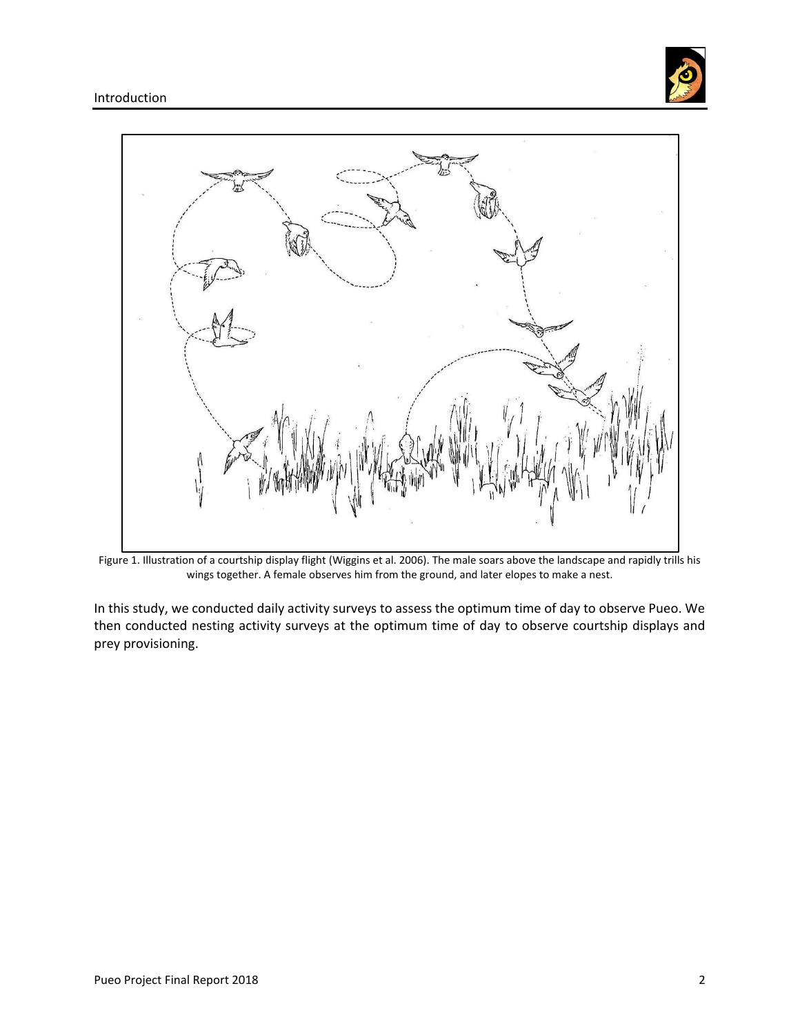Figure 1. Illustration of a courtship display flight (Wiggins et al. 2006). The male soars above the landscape and rapidly trills his wings together. A female observes him from the ground, and later elopes to make a nest.

In this study, we conducted daily activity surveys to assess the optimum time of day to observe Pueo. We then conducted nesting activity surveys at the optimum time of day to observe courtship displays and prey provisioning.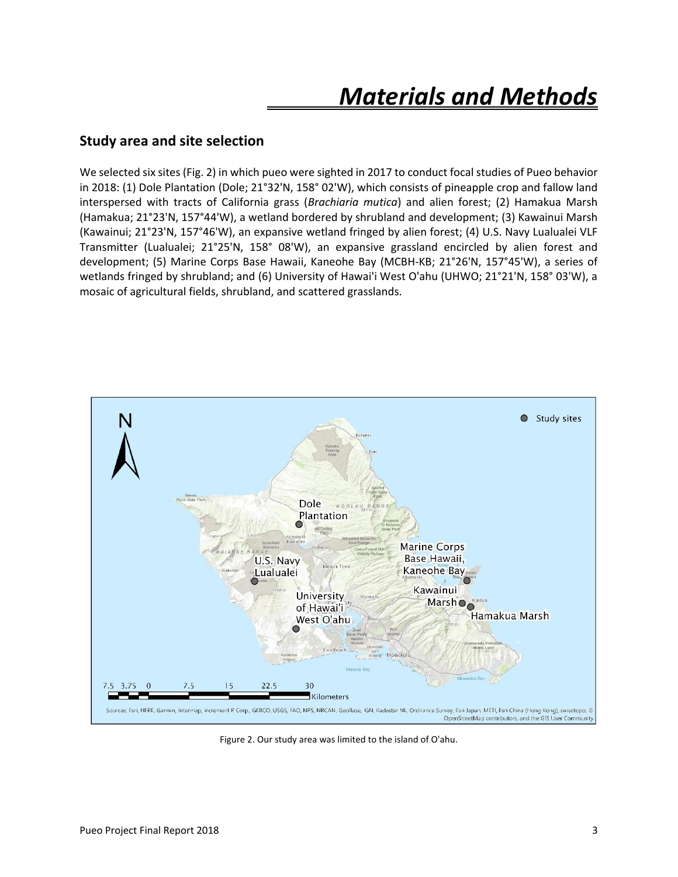# Materials and Methods

## Study area and site selection

We selected six sites (Fig. 2) in which pueo were sighted in 2017 to conduct focal studies of Pueo behavior in 2018: (1) Dole Plantation (Dole; 21°32'N, 158° 02'W), which consists of pineapple crop and fallow land interspersed with tracts of California grass (*Brachiaria mutica*) and alien forest; (2) Hamakua Marsh (Hamakua; 21°23'N, 157°44'W), a wetland bordered by shrubland and development; (3) Kawainui Marsh (Kawainui; 21°23'N, 157°46'W), an expansive wetland fringed by alien forest; (4) U.S. Navy Lualualei VLF Transmitter (Lualualei; 21°25'N, 158° 08'W), an expansive grassland encircled by alien forest and development; (5) Marine Corps Base Hawaii, Kaneohe Bay (MCBH-KB; 21°26'N, 157°45'W), a series of wetlands fringed by shrubland; and (6) University of Hawai'i West O'ahu (UHWO; 21°21'N, 158° 03'W), a mosaic of agricultural fields, shrubland, and scattered grasslands.

N

Study sites

Dole Plantation

U.S. Navy Lualualei

University of Hawai'i West O'ahu

Marine Corps Base Hawaii, Kaneohe Bay

Kawainui Marsh

Hamakua Marsh

7.5 3.75 0 7.5 15 22.5 30 Kilometers

Sources: Esri, HERE, Garmin, Intermap, increment P Corp., GEBCO, USGS, FAO, NPS, NRCAN, GeoBase, IGN, Kadaster NL, Ordnance Survey, Esri Japan, METI, Esri China (Hong Kong), swisstopo, © OpenStreetMap contributors, and the GIS User Community

Figure 2. Our study area was limited to the island of O'ahu.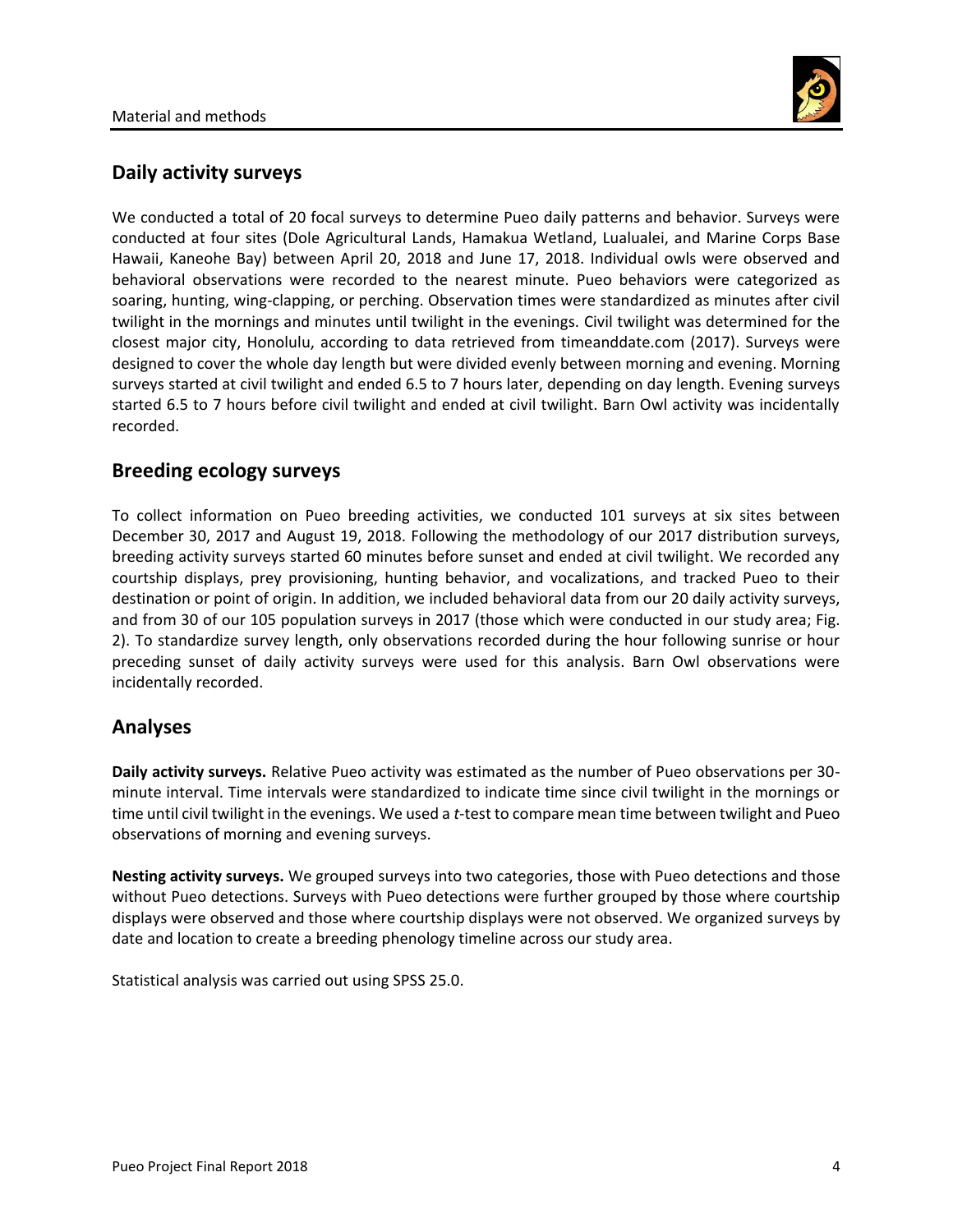## Daily activity surveys

We conducted a total of 20 focal surveys to determine Pueo daily patterns and behavior. Surveys were conducted at four sites (Dole Agricultural Lands, Hamakua Wetland, Lualualei, and Marine Corps Base Hawaii, Kaneohe Bay) between April 20, 2018 and June 17, 2018. Individual owls were observed and behavioral observations were recorded to the nearest minute. Pueo behaviors were categorized as soaring, hunting, wing-clapping, or perching. Observation times were standardized as minutes after civil twilight in the mornings and minutes until twilight in the evenings. Civil twilight was determined for the closest major city, Honolulu, according to data retrieved from timeanddate.com (2017). Surveys were designed to cover the whole day length but were divided evenly between morning and evening. Morning surveys started at civil twilight and ended 6.5 to 7 hours later, depending on day length. Evening surveys started 6.5 to 7 hours before civil twilight and ended at civil twilight. Barn Owl activity was incidentally recorded.

## Breeding ecology surveys

To collect information on Pueo breeding activities, we conducted 101 surveys at six sites between December 30, 2017 and August 19, 2018. Following the methodology of our 2017 distribution surveys, breeding activity surveys started 60 minutes before sunset and ended at civil twilight. We recorded any courtship displays, prey provisioning, hunting behavior, and vocalizations, and tracked Pueo to their destination or point of origin. In addition, we included behavioral data from our 20 daily activity surveys, and from 30 of our 105 population surveys in 2017 (those which were conducted in our study area; Fig. 2). To standardize survey length, only observations recorded during the hour following sunrise or hour preceding sunset of daily activity surveys were used for this analysis. Barn Owl observations were incidentally recorded.

## Analyses

**Daily activity surveys.** Relative Pueo activity was estimated as the number of Pueo observations per 30-minute interval. Time intervals were standardized to indicate time since civil twilight in the mornings or time until civil twilight in the evenings. We used a *t*-test to compare mean time between twilight and Pueo observations of morning and evening surveys.

**Nesting activity surveys.** We grouped surveys into two categories, those with Pueo detections and those without Pueo detections. Surveys with Pueo detections were further grouped by those where courtship displays were observed and those where courtship displays were not observed. We organized surveys by date and location to create a breeding phenology timeline across our study area.

Statistical analysis was carried out using SPSS 25.0.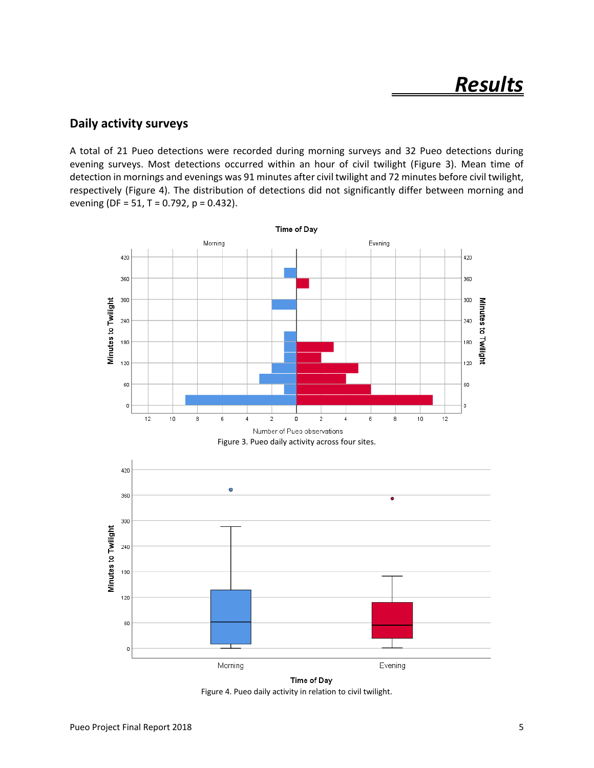# Results

## Daily activity surveys

A total of 21 Pueo detections were recorded during morning surveys and 32 Pueo detections during evening surveys. Most detections occurred within an hour of civil twilight (Figure 3). Mean time of detection in mornings and evenings was 91 minutes after civil twilight and 72 minutes before civil twilight, respectively (Figure 4). The distribution of detections did not significantly differ between morning and evening (DF = 51, T = 0.792, p = 0.432).

Time of Day

Morning

Evening

Minutes to Twilight

420
360
300
240
180
120
60
0

12 10 8 6 4 2 0 2 4 6 8 10 12

Number of Pueo observations

Figure 3. Pueo daily activity across four sites.

Minutes to Twilight

420
360
300
240
180
120
60
0

Morning

Evening

Time of Day

Figure 4. Pueo daily activity in relation to civil twilight.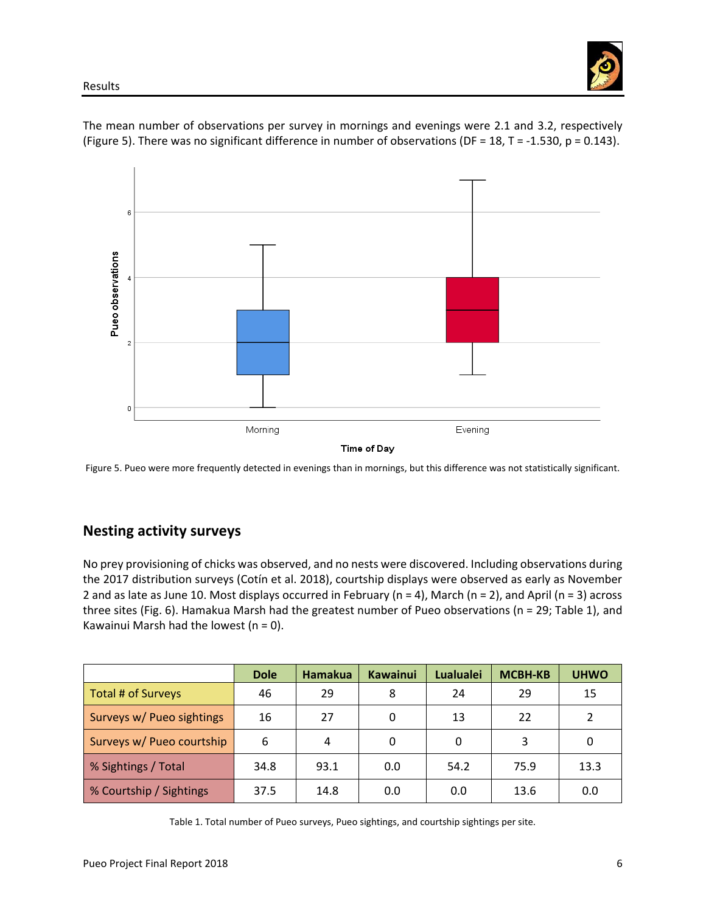The mean number of observations per survey in mornings and evenings were 2.1 and 3.2, respectively (Figure 5). There was no significant difference in number of observations (DF = 18, T = -1.530, p = 0.143).

Pueo observations

0

2

4

6

Morning

Evening

Time of Day

Figure 5. Pueo were more frequently detected in evenings than in mornings, but this difference was not statistically significant.

## Nesting activity surveys

No prey provisioning of chicks was observed, and no nests were discovered. Including observations during the 2017 distribution surveys (Cotín et al. 2018), courtship displays were observed as early as November 2 and as late as June 10. Most displays occurred in February (n = 4), March (n = 2), and April (n = 3) across three sites (Fig. 6). Hamakua Marsh had the greatest number of Pueo observations (n = 29; Table 1), and Kawainui Marsh had the lowest (n = 0).

| | Dole | Hamakua | Kawainui | Lualualei | MCBH-KB | UHWO |
|---|---|---|---|---|---|---|
| Total # of Surveys | 46 | 29 | 8 | 24 | 29 | 15 |
| Surveys w/ Pueo sightings | 16 | 27 | 0 | 13 | 22 | 2 |
| Surveys w/ Pueo courtship | 6 | 4 | 0 | 0 | 3 | 0 |
| % Sightings / Total | 34.8 | 93.1 | 0.0 | 54.2 | 75.9 | 13.3 |
| % Courtship / Sightings | 37.5 | 14.8 | 0.0 | 0.0 | 13.6 | 0.0 |

Table 1. Total number of Pueo surveys, Pueo sightings, and courtship sightings per site.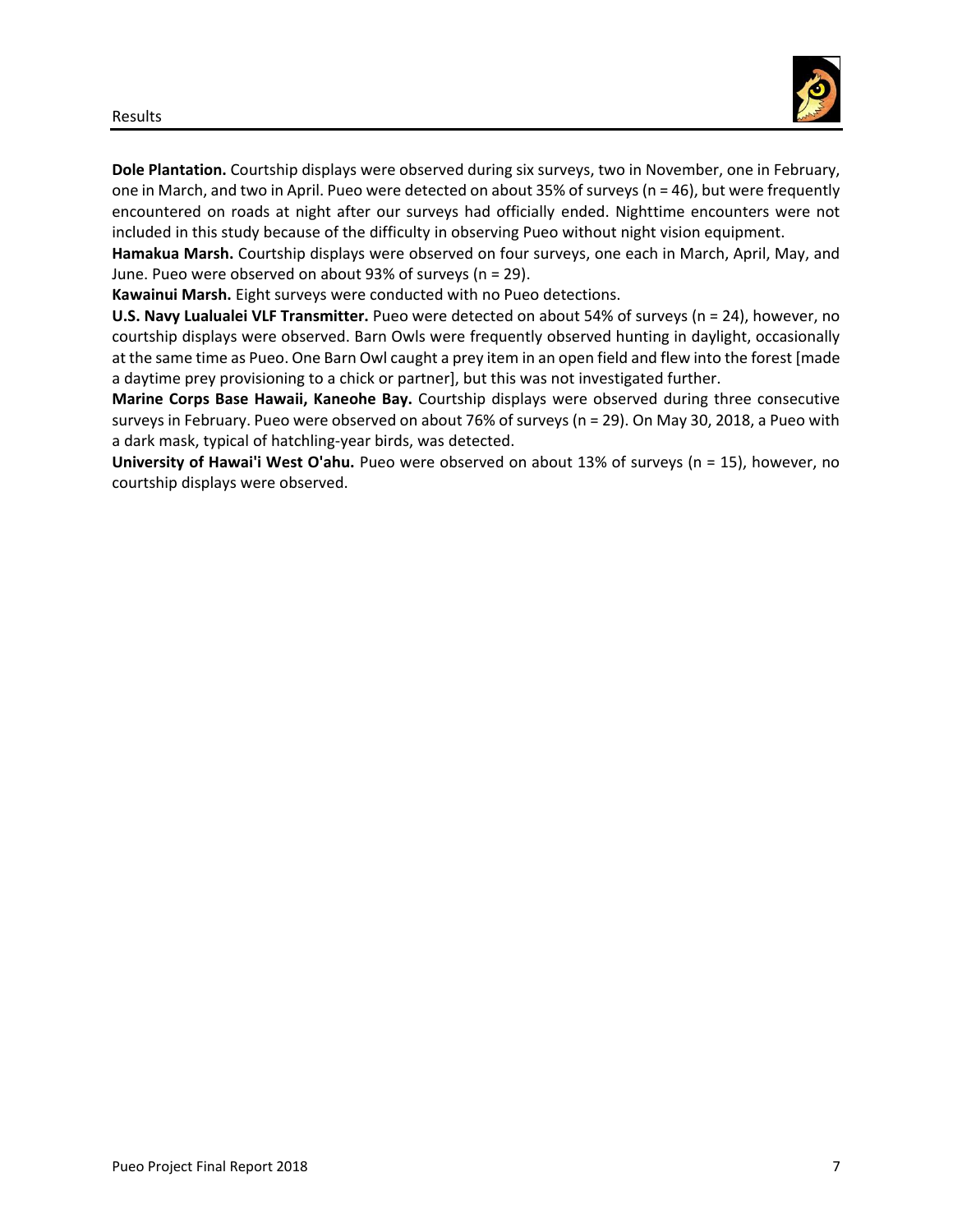**Dole Plantation.** Courtship displays were observed during six surveys, two in November, one in February, one in March, and two in April. Pueo were detected on about 35% of surveys (n = 46), but were frequently encountered on roads at night after our surveys had officially ended. Nighttime encounters were not included in this study because of the difficulty in observing Pueo without night vision equipment.

**Hamakua Marsh.** Courtship displays were observed on four surveys, one each in March, April, May, and June. Pueo were observed on about 93% of surveys (n = 29).

**Kawainui Marsh.** Eight surveys were conducted with no Pueo detections.

**U.S. Navy Lualualei VLF Transmitter.** Pueo were detected on about 54% of surveys (n = 24), however, no courtship displays were observed. Barn Owls were frequently observed hunting in daylight, occasionally at the same time as Pueo. One Barn Owl caught a prey item in an open field and flew into the forest [made a daytime prey provisioning to a chick or partner], but this was not investigated further.

**Marine Corps Base Hawaii, Kaneohe Bay.** Courtship displays were observed during three consecutive surveys in February. Pueo were observed on about 76% of surveys (n = 29). On May 30, 2018, a Pueo with a dark mask, typical of hatchling-year birds, was detected.

**University of Hawai'i West O'ahu.** Pueo were observed on about 13% of surveys (n = 15), however, no courtship displays were observed.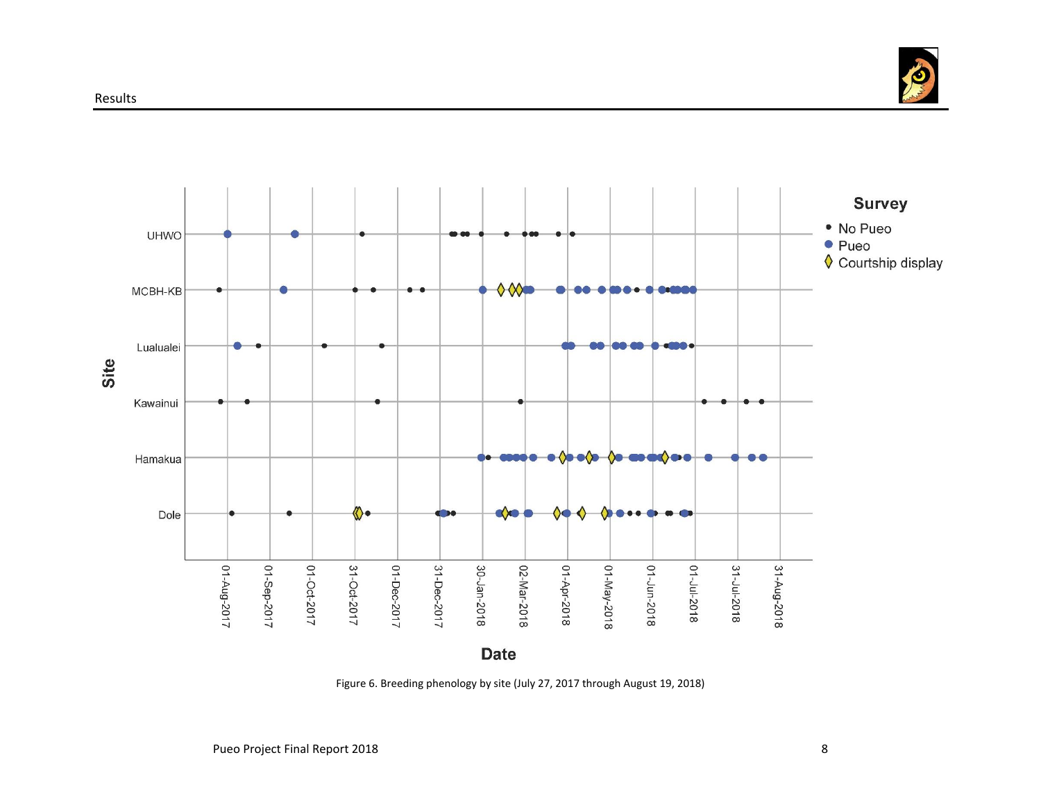Survey

No Pueo

Pueo

Courtship display

Site

UHWO

MCBH-KB

Lualualei

Kawainui

Hamakua

Dole

Date

01-Aug-2017

01-Sep-2017

01-Oct-2017

31-Oct-2017

01-Dec-2017

31-Dec-2017

30-Jan-2018

02-Mar-2018

01-Apr-2018

01-May-2018

01-Jun-2018

01-Jul-2018

31-Jul-2018

31-Aug-2018

Figure 6. Breeding phenology by site (July 27, 2017 through August 19, 2018)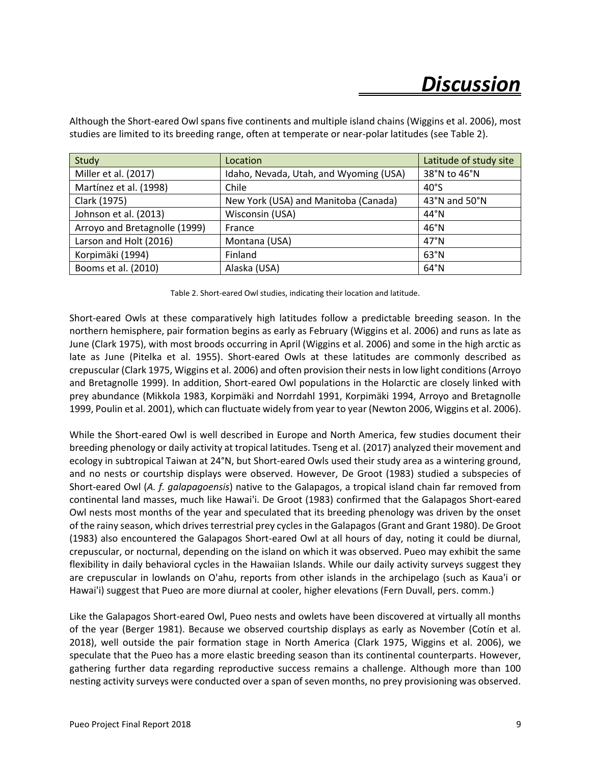# *Discussion*

Although the Short-eared Owl spans five continents and multiple island chains (Wiggins et al. 2006), most studies are limited to its breeding range, often at temperate or near-polar latitudes (see Table 2).

| Study | Location | Latitude of study site |
|---|---|---|
| Miller et al. (2017) | Idaho, Nevada, Utah, and Wyoming (USA) | 38°N to 46°N |
| Martínez et al. (1998) | Chile | 40°S |
| Clark (1975) | New York (USA) and Manitoba (Canada) | 43°N and 50°N |
| Johnson et al. (2013) | Wisconsin (USA) | 44°N |
| Arroyo and Bretagnolle (1999) | France | 46°N |
| Larson and Holt (2016) | Montana (USA) | 47°N |
| Korpimäki (1994) | Finland | 63°N |
| Booms et al. (2010) | Alaska (USA) | 64°N |

Table 2. Short-eared Owl studies, indicating their location and latitude.

Short-eared Owls at these comparatively high latitudes follow a predictable breeding season. In the northern hemisphere, pair formation begins as early as February (Wiggins et al. 2006) and runs as late as June (Clark 1975), with most broods occurring in April (Wiggins et al. 2006) and some in the high arctic as late as June (Pitelka et al. 1955). Short-eared Owls at these latitudes are commonly described as crepuscular (Clark 1975, Wiggins et al. 2006) and often provision their nests in low light conditions (Arroyo and Bretagnolle 1999). In addition, Short-eared Owl populations in the Holarctic are closely linked with prey abundance (Mikkola 1983, Korpimäki and Norrdahl 1991, Korpimäki 1994, Arroyo and Bretagnolle 1999, Poulin et al. 2001), which can fluctuate widely from year to year (Newton 2006, Wiggins et al. 2006).

While the Short-eared Owl is well described in Europe and North America, few studies document their breeding phenology or daily activity at tropical latitudes. Tseng et al. (2017) analyzed their movement and ecology in subtropical Taiwan at 24°N, but Short-eared Owls used their study area as a wintering ground, and no nests or courtship displays were observed. However, De Groot (1983) studied a subspecies of Short-eared Owl (*A. f. galapagoensis*) native to the Galapagos, a tropical island chain far removed from continental land masses, much like Hawai'i. De Groot (1983) confirmed that the Galapagos Short-eared Owl nests most months of the year and speculated that its breeding phenology was driven by the onset of the rainy season, which drives terrestrial prey cycles in the Galapagos (Grant and Grant 1980). De Groot (1983) also encountered the Galapagos Short-eared Owl at all hours of day, noting it could be diurnal, crepuscular, or nocturnal, depending on the island on which it was observed. Pueo may exhibit the same flexibility in daily behavioral cycles in the Hawaiian Islands. While our daily activity surveys suggest they are crepuscular in lowlands on O'ahu, reports from other islands in the archipelago (such as Kaua'i or Hawai'i) suggest that Pueo are more diurnal at cooler, higher elevations (Fern Duvall, pers. comm.)

Like the Galapagos Short-eared Owl, Pueo nests and owlets have been discovered at virtually all months of the year (Berger 1981). Because we observed courtship displays as early as November (Cotín et al. 2018), well outside the pair formation stage in North America (Clark 1975, Wiggins et al. 2006), we speculate that the Pueo has a more elastic breeding season than its continental counterparts. However, gathering further data regarding reproductive success remains a challenge. Although more than 100 nesting activity surveys were conducted over a span of seven months, no prey provisioning was observed.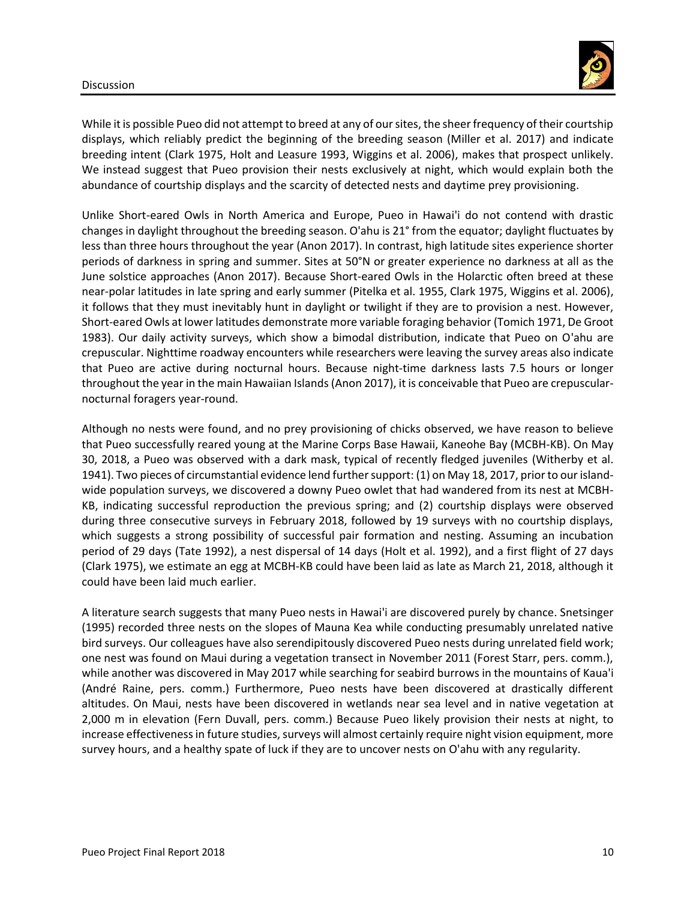While it is possible Pueo did not attempt to breed at any of our sites, the sheer frequency of their courtship displays, which reliably predict the beginning of the breeding season (Miller et al. 2017) and indicate breeding intent (Clark 1975, Holt and Leasure 1993, Wiggins et al. 2006), makes that prospect unlikely. We instead suggest that Pueo provision their nests exclusively at night, which would explain both the abundance of courtship displays and the scarcity of detected nests and daytime prey provisioning.

Unlike Short-eared Owls in North America and Europe, Pueo in Hawai'i do not contend with drastic changes in daylight throughout the breeding season. O'ahu is 21° from the equator; daylight fluctuates by less than three hours throughout the year (Anon 2017). In contrast, high latitude sites experience shorter periods of darkness in spring and summer. Sites at 50°N or greater experience no darkness at all as the June solstice approaches (Anon 2017). Because Short-eared Owls in the Holarctic often breed at these near-polar latitudes in late spring and early summer (Pitelka et al. 1955, Clark 1975, Wiggins et al. 2006), it follows that they must inevitably hunt in daylight or twilight if they are to provision a nest. However, Short-eared Owls at lower latitudes demonstrate more variable foraging behavior (Tomich 1971, De Groot 1983). Our daily activity surveys, which show a bimodal distribution, indicate that Pueo on O'ahu are crepuscular. Nighttime roadway encounters while researchers were leaving the survey areas also indicate that Pueo are active during nocturnal hours. Because night-time darkness lasts 7.5 hours or longer throughout the year in the main Hawaiian Islands (Anon 2017), it is conceivable that Pueo are crepuscular-nocturnal foragers year-round.

Although no nests were found, and no prey provisioning of chicks observed, we have reason to believe that Pueo successfully reared young at the Marine Corps Base Hawaii, Kaneohe Bay (MCBH-KB). On May 30, 2018, a Pueo was observed with a dark mask, typical of recently fledged juveniles (Witherby et al. 1941). Two pieces of circumstantial evidence lend further support: (1) on May 18, 2017, prior to our island-wide population surveys, we discovered a downy Pueo owlet that had wandered from its nest at MCBH-KB, indicating successful reproduction the previous spring; and (2) courtship displays were observed during three consecutive surveys in February 2018, followed by 19 surveys with no courtship displays, which suggests a strong possibility of successful pair formation and nesting. Assuming an incubation period of 29 days (Tate 1992), a nest dispersal of 14 days (Holt et al. 1992), and a first flight of 27 days (Clark 1975), we estimate an egg at MCBH-KB could have been laid as late as March 21, 2018, although it could have been laid much earlier.

A literature search suggests that many Pueo nests in Hawai'i are discovered purely by chance. Snetsinger (1995) recorded three nests on the slopes of Mauna Kea while conducting presumably unrelated native bird surveys. Our colleagues have also serendipitously discovered Pueo nests during unrelated field work; one nest was found on Maui during a vegetation transect in November 2011 (Forest Starr, pers. comm.), while another was discovered in May 2017 while searching for seabird burrows in the mountains of Kaua'i (André Raine, pers. comm.) Furthermore, Pueo nests have been discovered at drastically different altitudes. On Maui, nests have been discovered in wetlands near sea level and in native vegetation at 2,000 m in elevation (Fern Duvall, pers. comm.) Because Pueo likely provision their nests at night, to increase effectiveness in future studies, surveys will almost certainly require night vision equipment, more survey hours, and a healthy spate of luck if they are to uncover nests on O'ahu with any regularity.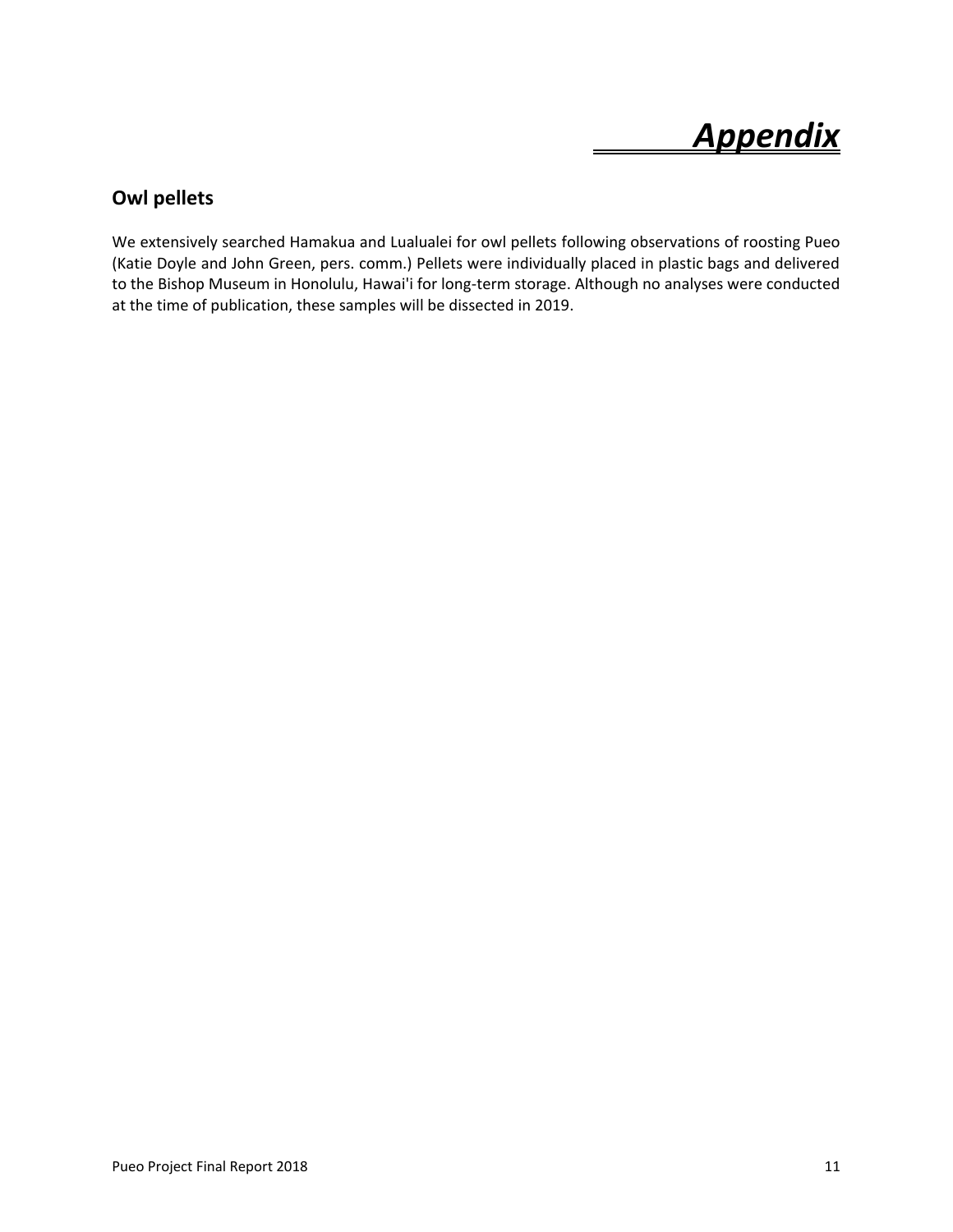# *Appendix*

## Owl pellets

We extensively searched Hamakua and Lualualei for owl pellets following observations of roosting Pueo (Katie Doyle and John Green, pers. comm.) Pellets were individually placed in plastic bags and delivered to the Bishop Museum in Honolulu, Hawai'i for long-term storage. Although no analyses were conducted at the time of publication, these samples will be dissected in 2019.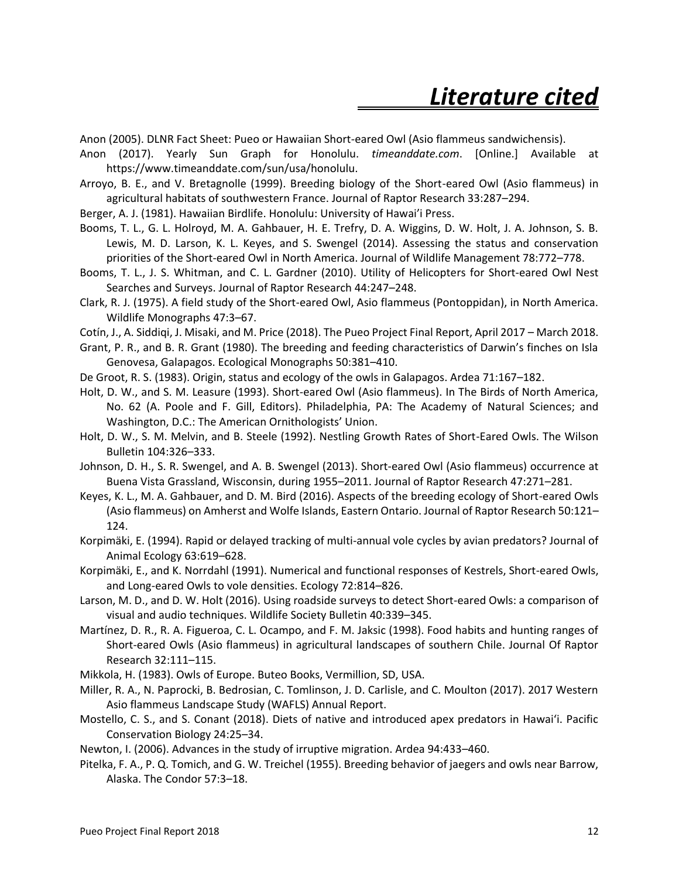// Literature cited

# *Literature cited*

Anon (2005). DLNR Fact Sheet: Pueo or Hawaiian Short-eared Owl (Asio flammeus sandwichensis).

Anon (2017). Yearly Sun Graph for Honolulu. *timeanddate.com*. [Online.] Available at https://www.timeanddate.com/sun/usa/honolulu.

Arroyo, B. E., and V. Bretagnolle (1999). Breeding biology of the Short-eared Owl (Asio flammeus) in agricultural habitats of southwestern France. Journal of Raptor Research 33:287–294.

Berger, A. J. (1981). Hawaiian Birdlife. Honolulu: University of Hawai'i Press.

Booms, T. L., G. L. Holroyd, M. A. Gahbauer, H. E. Trefry, D. A. Wiggins, D. W. Holt, J. A. Johnson, S. B. Lewis, M. D. Larson, K. L. Keyes, and S. Swengel (2014). Assessing the status and conservation priorities of the Short-eared Owl in North America. Journal of Wildlife Management 78:772–778.

Booms, T. L., J. S. Whitman, and C. L. Gardner (2010). Utility of Helicopters for Short-eared Owl Nest Searches and Surveys. Journal of Raptor Research 44:247–248.

Clark, R. J. (1975). A field study of the Short-eared Owl, Asio flammeus (Pontoppidan), in North America. Wildlife Monographs 47:3–67.

Cotín, J., A. Siddiqi, J. Misaki, and M. Price (2018). The Pueo Project Final Report, April 2017 – March 2018.

Grant, P. R., and B. R. Grant (1980). The breeding and feeding characteristics of Darwin's finches on Isla Genovesa, Galapagos. Ecological Monographs 50:381–410.

De Groot, R. S. (1983). Origin, status and ecology of the owls in Galapagos. Ardea 71:167–182.

Holt, D. W., and S. M. Leasure (1993). Short-eared Owl (Asio flammeus). In The Birds of North America, No. 62 (A. Poole and F. Gill, Editors). Philadelphia, PA: The Academy of Natural Sciences; and Washington, D.C.: The American Ornithologists' Union.

Holt, D. W., S. M. Melvin, and B. Steele (1992). Nestling Growth Rates of Short-Eared Owls. The Wilson Bulletin 104:326–333.

Johnson, D. H., S. R. Swengel, and A. B. Swengel (2013). Short-eared Owl (Asio flammeus) occurrence at Buena Vista Grassland, Wisconsin, during 1955–2011. Journal of Raptor Research 47:271–281.

Keyes, K. L., M. A. Gahbauer, and D. M. Bird (2016). Aspects of the breeding ecology of Short-eared Owls (Asio flammeus) on Amherst and Wolfe Islands, Eastern Ontario. Journal of Raptor Research 50:121–124.

Korpimäki, E. (1994). Rapid or delayed tracking of multi-annual vole cycles by avian predators? Journal of Animal Ecology 63:619–628.

Korpimäki, E., and K. Norrdahl (1991). Numerical and functional responses of Kestrels, Short-eared Owls, and Long-eared Owls to vole densities. Ecology 72:814–826.

Larson, M. D., and D. W. Holt (2016). Using roadside surveys to detect Short-eared Owls: a comparison of visual and audio techniques. Wildlife Society Bulletin 40:339–345.

Martínez, D. R., R. A. Figueroa, C. L. Ocampo, and F. M. Jaksic (1998). Food habits and hunting ranges of Short-eared Owls (Asio flammeus) in agricultural landscapes of southern Chile. Journal Of Raptor Research 32:111–115.

Mikkola, H. (1983). Owls of Europe. Buteo Books, Vermillion, SD, USA.

Miller, R. A., N. Paprocki, B. Bedrosian, C. Tomlinson, J. D. Carlisle, and C. Moulton (2017). 2017 Western Asio flammeus Landscape Study (WAFLS) Annual Report.

Mostello, C. S., and S. Conant (2018). Diets of native and introduced apex predators in Hawai'i. Pacific Conservation Biology 24:25–34.

Newton, I. (2006). Advances in the study of irruptive migration. Ardea 94:433–460.

Pitelka, F. A., P. Q. Tomich, and G. W. Treichel (1955). Breeding behavior of jaegers and owls near Barrow, Alaska. The Condor 57:3–18.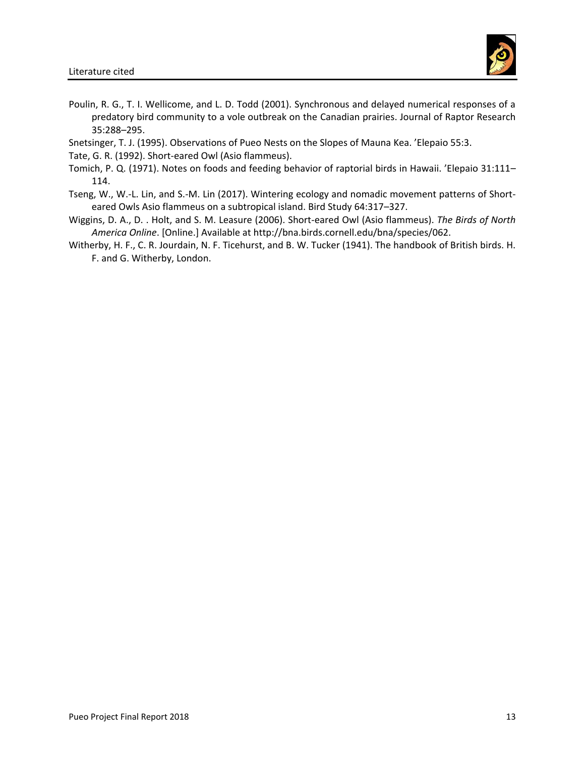Poulin, R. G., T. I. Wellicome, and L. D. Todd (2001). Synchronous and delayed numerical responses of a predatory bird community to a vole outbreak on the Canadian prairies. Journal of Raptor Research 35:288–295.

Snetsinger, T. J. (1995). Observations of Pueo Nests on the Slopes of Mauna Kea. ’Elepaio 55:3.

Tate, G. R. (1992). Short-eared Owl (Asio flammeus).

Tomich, P. Q. (1971). Notes on foods and feeding behavior of raptorial birds in Hawaii. ’Elepaio 31:111–114.

Tseng, W., W.-L. Lin, and S.-M. Lin (2017). Wintering ecology and nomadic movement patterns of Short-eared Owls Asio flammeus on a subtropical island. Bird Study 64:317–327.

Wiggins, D. A., D. . Holt, and S. M. Leasure (2006). Short-eared Owl (Asio flammeus). *The Birds of North America Online*. [Online.] Available at http://bna.birds.cornell.edu/bna/species/062.

Witherby, H. F., C. R. Jourdain, N. F. Ticehurst, and B. W. Tucker (1941). The handbook of British birds. H. F. and G. Witherby, London.